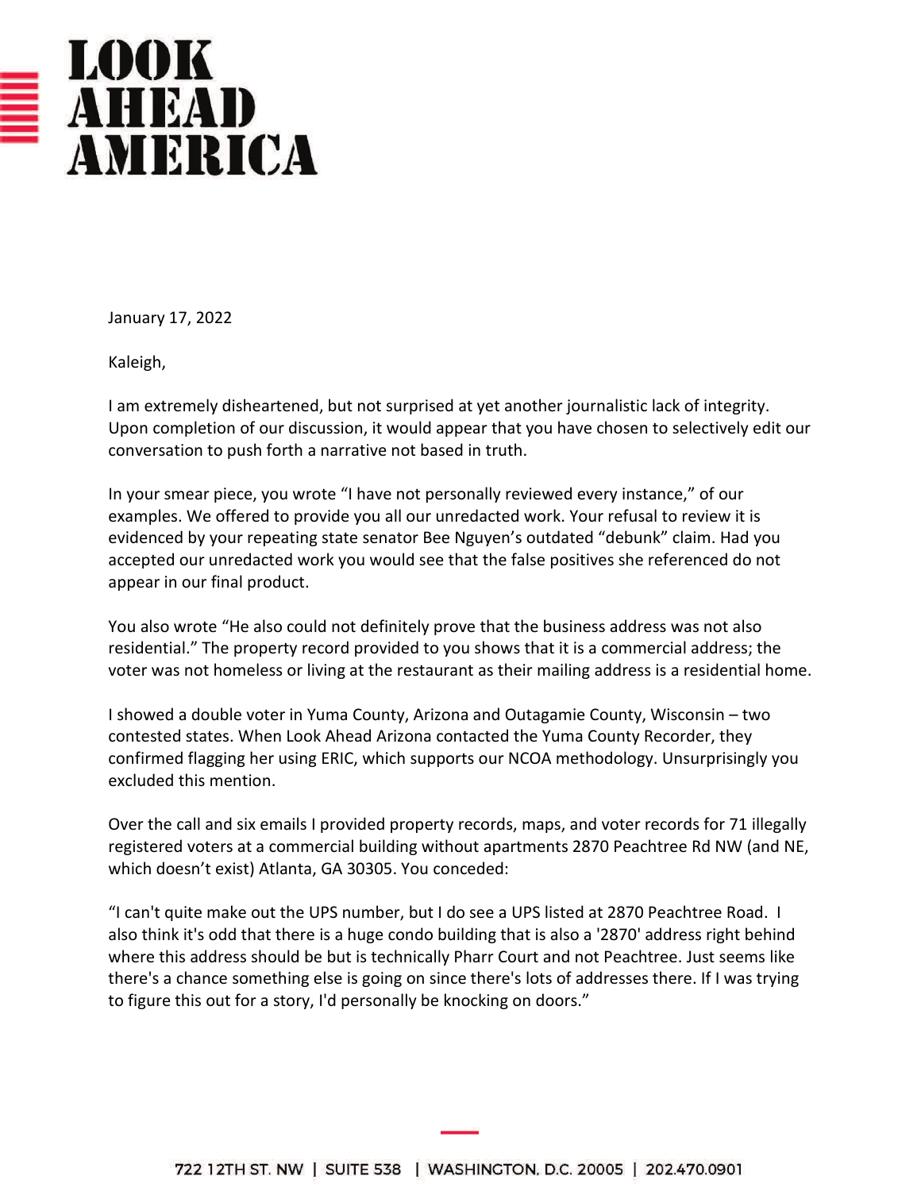# LOOK AHEAD AMERICA

January 17, 2022

Kaleigh,

I am extremely disheartened, but not surprised at yet another journalistic lack of integrity. Upon completion of our discussion, it would appear that you have chosen to selectively edit our conversation to push forth a narrative not based in truth.

In your smear piece, you wrote "I have not personally reviewed every instance," of our examples. We offered to provide you all our unredacted work. Your refusal to review it is evidenced by your repeating state senator Bee Nguyen's outdated "debunk" claim. Had you accepted our unredacted work you would see that the false positives she referenced do not appear in our final product.

You also wrote "He also could not definitely prove that the business address was not also residential." The property record provided to you shows that it is a commercial address; the voter was not homeless or living at the restaurant as their mailing address is a residential home.

I showed a double voter in Yuma County, Arizona and Outagamie County, Wisconsin – two contested states. When Look Ahead Arizona contacted the Yuma County Recorder, they confirmed flagging her using ERIC, which supports our NCOA methodology. Unsurprisingly you excluded this mention.

Over the call and six emails I provided property records, maps, and voter records for 71 illegally registered voters at a commercial building without apartments 2870 Peachtree Rd NW (and NE, which doesn't exist) Atlanta, GA 30305. You conceded:

"I can't quite make out the UPS number, but I do see a UPS listed at 2870 Peachtree Road. I also think it's odd that there is a huge condo building that is also a '2870' address right behind where this address should be but is technically Pharr Court and not Peachtree. Just seems like there's a chance something else is going on since there's lots of addresses there. If I was trying to figure this out for a story, I'd personally be knocking on doors."

722 12TH ST. NW | SUITE 538 | WASHINGTON, D.C. 20005 | 202.470.0901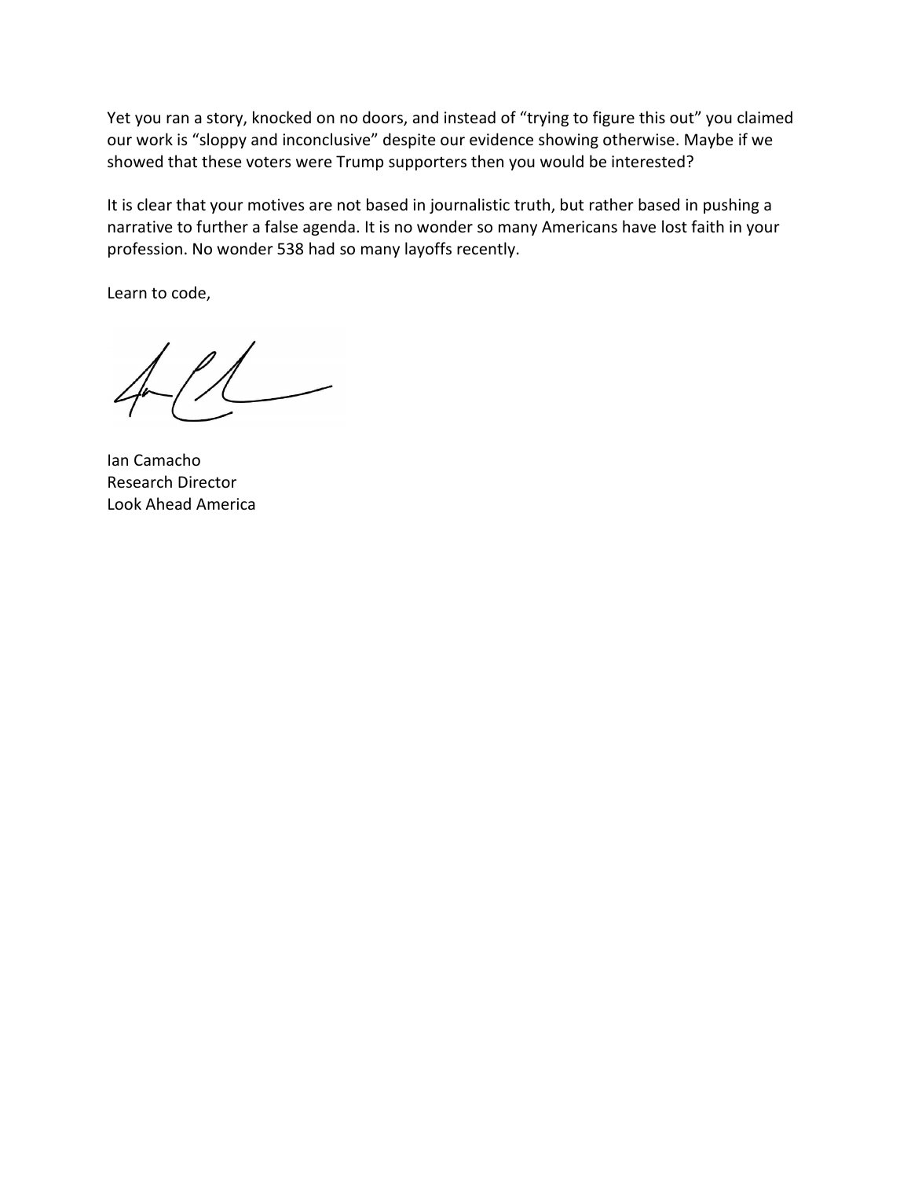Yet you ran a story, knocked on no doors, and instead of "trying to figure this out" you claimed our work is "sloppy and inconclusive" despite our evidence showing otherwise. Maybe if we showed that these voters were Trump supporters then you would be interested?

It is clear that your motives are not based in journalistic truth, but rather based in pushing a narrative to further a false agenda. It is no wonder so many Americans have lost faith in your profession. No wonder 538 had so many layoffs recently.

Learn to code,

Ian Camacho
Research Director
Look Ahead America